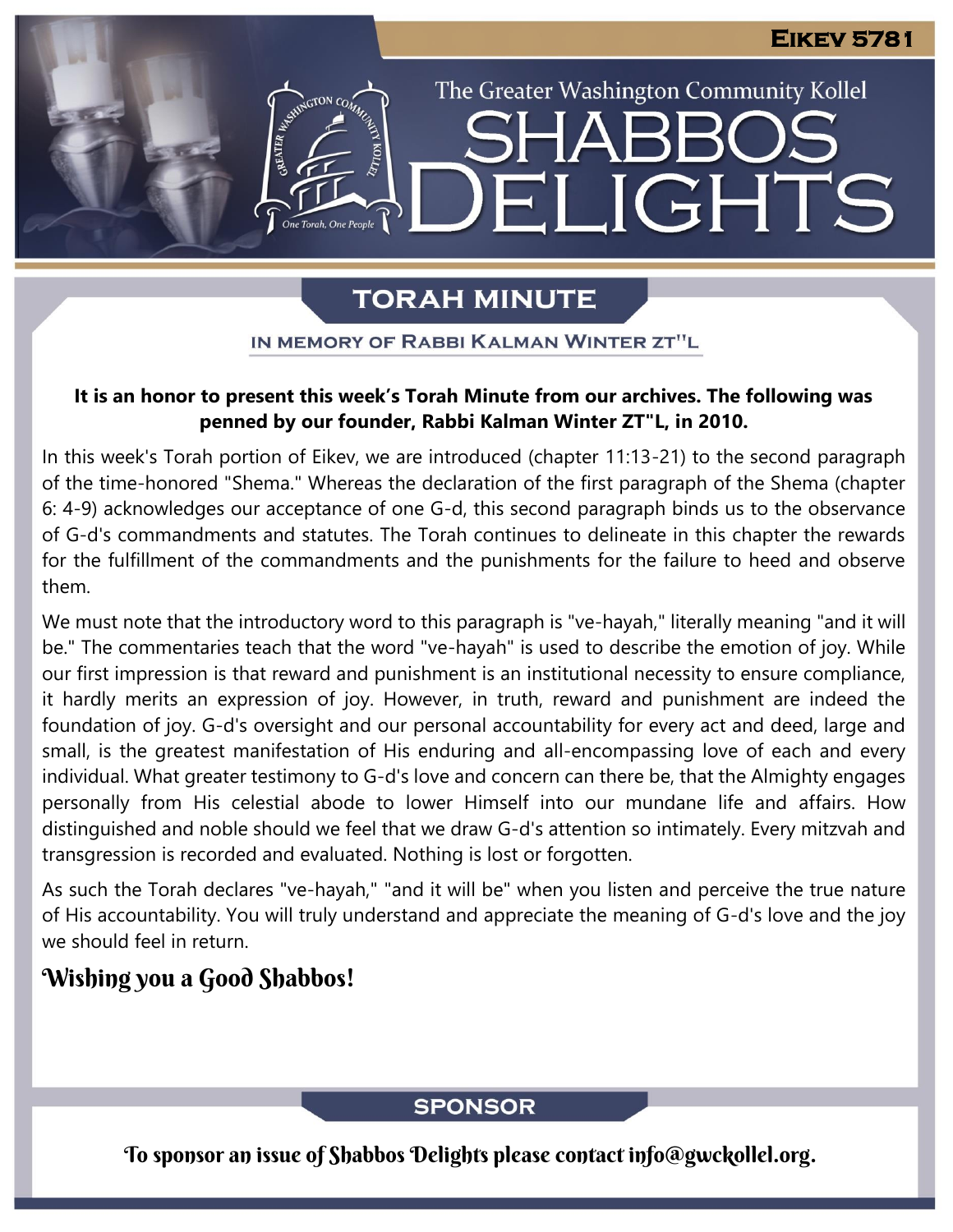# Shabbos Delights

**Eikev 5781**

The Greater Washington Community Kollel

## TORAH MINUTE

### IN MEMORY OF RABBI KALMAN WINTER ZT"L

**It is an honor to present this week's Torah Minute from our archives. The following was penned by our founder, Rabbi Kalman Winter ZT"L, in 2010.**

In this week's Torah portion of Eikev, we are introduced (chapter 11:13-21) to the second paragraph of the time-honored "Shema." Whereas the declaration of the first paragraph of the Shema (chapter 6: 4-9) acknowledges our acceptance of one G-d, this second paragraph binds us to the observance of G-d's commandments and statutes. The Torah continues to delineate in this chapter the rewards for the fulfillment of the commandments and the punishments for the failure to heed and observe them.

We must note that the introductory word to this paragraph is "ve-hayah," literally meaning "and it will be." The commentaries teach that the word "ve-hayah" is used to describe the emotion of joy. While our first impression is that reward and punishment is an institutional necessity to ensure compliance, it hardly merits an expression of joy. However, in truth, reward and punishment are indeed the foundation of joy. G-d's oversight and our personal accountability for every act and deed, large and small, is the greatest manifestation of His enduring and all-encompassing love of each and every individual. What greater testimony to G-d's love and concern can there be, that the Almighty engages personally from His celestial abode to lower Himself into our mundane life and affairs. How distinguished and noble should we feel that we draw G-d's attention so intimately. Every mitzvah and transgression is recorded and evaluated. Nothing is lost or forgotten.

As such the Torah declares "ve-hayah," "and it will be" when you listen and perceive the true nature of His accountability. You will truly understand and appreciate the meaning of G-d's love and the joy we should feel in return.

*Wishing you a Good Shabbos!*

## SPONSOR

To sponsor an issue of Shabbos Delights please contact info@gwckollel.org.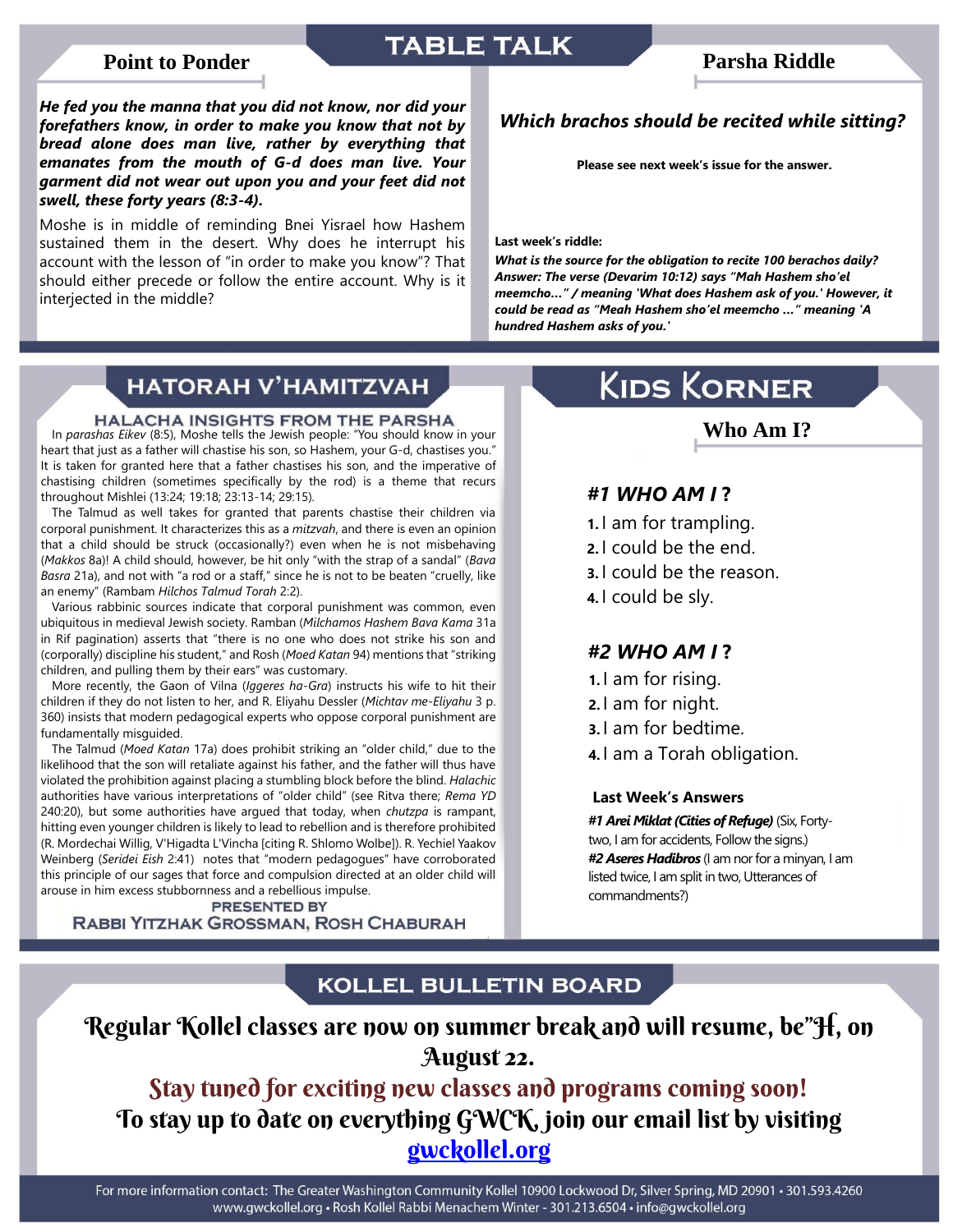# TABLE TALK

## Point to Ponder

***He fed you the manna that you did not know, nor did your forefathers know, in order to make you know that not by bread alone does man live, rather by everything that emanates from the mouth of G-d does man live. Your garment did not wear out upon you and your feet did not swell, these forty years (8:3-4).***

Moshe is in middle of reminding Bnei Yisrael how Hashem sustained them in the desert. Why does he interrupt his account with the lesson of "in order to make you know"? That should either precede or follow the entire account. Why is it interjected in the middle?

## Parsha Riddle

***Which brachos should be recited while sitting?***

**Please see next week's issue for the answer.**

**Last week's riddle:**

***What is the source for the obligation to recite 100 berachos daily?***
***Answer: The verse (Devarim 10:12) says "Mah Hashem sho'el meemcho..." / meaning 'What does Hashem ask of you.' However, it could be read as "Meah Hashem sho'el meemcho ..." meaning 'A hundred Hashem asks of you.'***

# HATORAH V'HAMITZVAH

## HALACHA INSIGHTS FROM THE PARSHA

In *parashas Eikev* (8:5), Moshe tells the Jewish people: "You should know in your heart that just as a father will chastise his son, so Hashem, your G-d, chastises you." It is taken for granted here that a father chastises his son, and the imperative of chastising children (sometimes specifically by the rod) is a theme that recurs throughout Mishlei (13:24; 19:18; 23:13-14; 29:15).

The Talmud as well takes for granted that parents chastise their children via corporal punishment. It characterizes this as a *mitzvah*, and there is even an opinion that a child should be struck (occasionally?) even when he is not misbehaving (*Makkos* 8a)! A child should, however, be hit only "with the strap of a sandal" (*Bava Basra* 21a), and not with "a rod or a staff," since he is not to be beaten "cruelly, like an enemy" (Rambam *Hilchos Talmud Torah* 2:2).

Various rabbinic sources indicate that corporal punishment was common, even ubiquitous in medieval Jewish society. Ramban (*Milchamos Hashem Bava Kama* 31a in Rif pagination) asserts that "there is no one who does not strike his son and (corporally) discipline his student," and Rosh (*Moed Katan* 94) mentions that "striking children, and pulling them by their ears" was customary.

More recently, the Gaon of Vilna (*Iggeres ha-Gra*) instructs his wife to hit their children if they do not listen to her, and R. Eliyahu Dessler (*Michtav me-Eliyahu* 3 p. 360) insists that modern pedagogical experts who oppose corporal punishment are fundamentally misguided.

The Talmud (*Moed Katan* 17a) does prohibit striking an "older child," due to the likelihood that the son will retaliate against his father, and the father will thus have violated the prohibition against placing a stumbling block before the blind. *Halachic* authorities have various interpretations of "older child" (see Ritva there; *Rema YD* 240:20), but some authorities have argued that today, when *chutzpa* is rampant, hitting even younger children is likely to lead to rebellion and is therefore prohibited (R. Mordechai Willig, V'Higadta L'Vincha [citing R. Shlomo Wolbe]). R. Yechiel Yaakov Weinberg (*Seridei Eish* 2:41) notes that "modern pedagogues" have corroborated this principle of our sages that force and compulsion directed at an older child will arouse in him excess stubbornness and a rebellious impulse.

PRESENTED BY
RABBI YITZHAK GROSSMAN, ROSH CHABURAH

# KIDS KORNER

## Who Am I?

### #1 WHO AM I ?

1. I am for trampling.
2. I could be the end.
3. I could be the reason.
4. I could be sly.

### #2 WHO AM I ?

1. I am for rising.
2. I am for night.
3. I am for bedtime.
4. I am a Torah obligation.

**Last Week's Answers**

***#1 Arei Miklat (Cities of Refuge)*** (Six, Forty-two, I am for accidents, Follow the signs.)
***#2 Aseres Hadibros*** (I am nor for a minyan, I am listed twice, I am split in two, Utterances of commandments?)

# KOLLEL BULLETIN BOARD

**Regular Kollel classes are now on summer break and will resume, be"H, on August 22.**

**Stay tuned for exciting new classes and programs coming soon!**

**To stay up to date on everything GWCK, join our email list by visiting [gwckollel.org](gwckollel.org)**

For more information contact: The Greater Washington Community Kollel 10900 Lockwood Dr, Silver Spring, MD 20901 • 301.593.4260
www.gwckollel.org • Rosh Kollel Rabbi Menachem Winter - 301.213.6504 • info@gwckollel.org